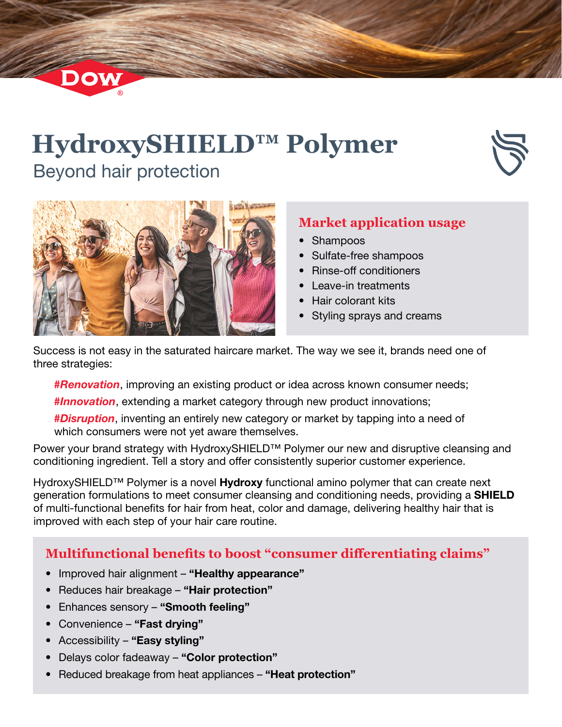# HydroxySHIELD™ Polymer

## Beyond hair protection

### Market application usage

- Shampoos
- Sulfate-free shampoos
- Rinse-off conditioners
- Leave-in treatments
- Hair colorant kits
- Styling sprays and creams

Success is not easy in the saturated haircare market. The way we see it, brands need one of three strategies:

***#Renovation***, improving an existing product or idea across known consumer needs;

***#Innovation***, extending a market category through new product innovations;

***#Disruption***, inventing an entirely new category or market by tapping into a need of which consumers were not yet aware themselves.

Power your brand strategy with HydroxySHIELD™ Polymer our new and disruptive cleansing and conditioning ingredient. Tell a story and offer consistently superior customer experience.

HydroxySHIELD™ Polymer is a novel **Hydroxy** functional amino polymer that can create next generation formulations to meet consumer cleansing and conditioning needs, providing a **SHIELD** of multi-functional benefits for hair from heat, color and damage, delivering healthy hair that is improved with each step of your hair care routine.

### Multifunctional benefits to boost "consumer differentiating claims"

- Improved hair alignment – **"Healthy appearance"**
- Reduces hair breakage – **"Hair protection"**
- Enhances sensory – **"Smooth feeling"**
- Convenience – **"Fast drying"**
- Accessibility – **"Easy styling"**
- Delays color fadeaway – **"Color protection"**
- Reduced breakage from heat appliances – **"Heat protection"**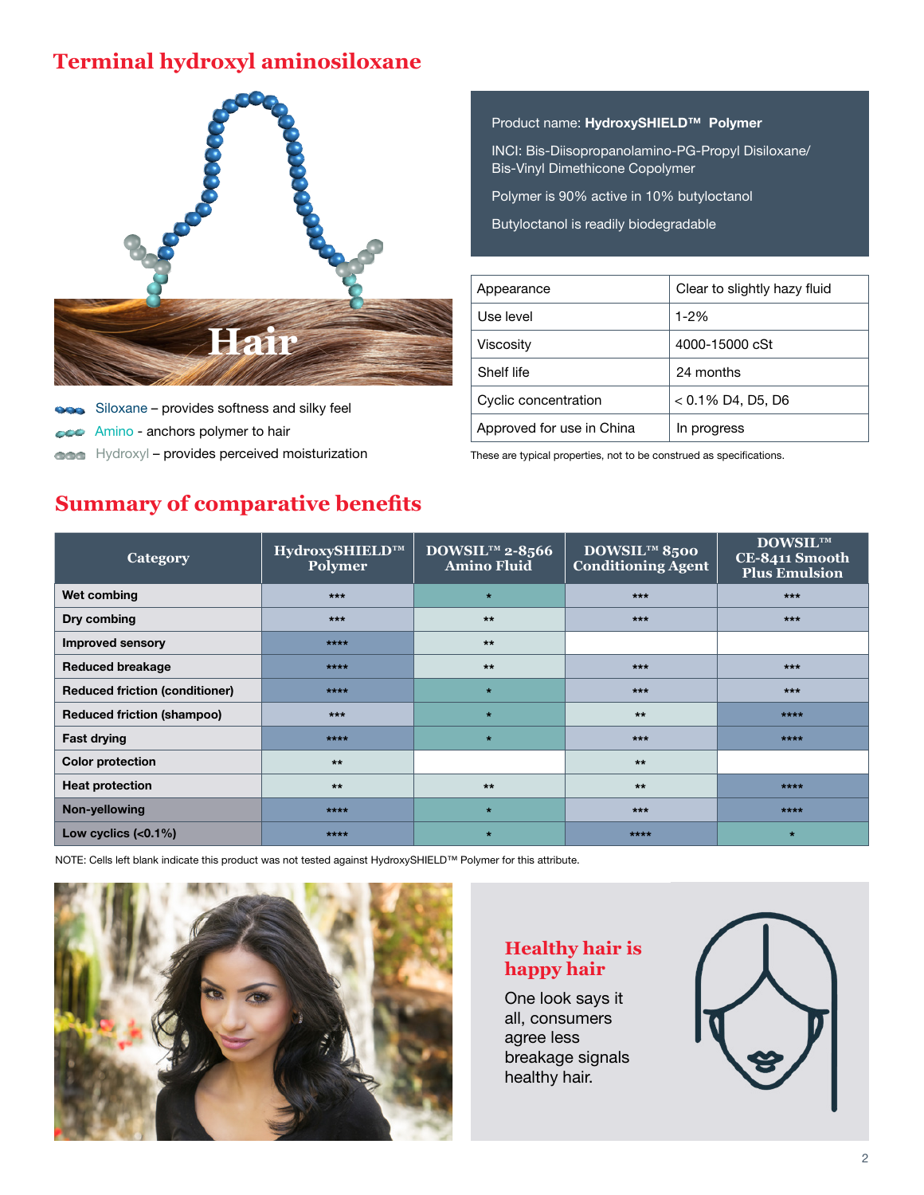# Terminal hydroxyl aminosiloxane

Hair

- Siloxane – provides softness and silky feel
- Amino - anchors polymer to hair
- Hydroxyl – provides perceived moisturization

Product name: **HydroxySHIELD™ Polymer**

INCI: Bis-Diisopropanolamino-PG-Propyl Disiloxane/ Bis-Vinyl Dimethicone Copolymer

Polymer is 90% active in 10% butyloctanol

Butyloctanol is readily biodegradable

| Appearance | Clear to slightly hazy fluid |
|---|---|
| Use level | 1-2% |
| Viscosity | 4000-15000 cSt |
| Shelf life | 24 months |
| Cyclic concentration | < 0.1% D4, D5, D6 |
| Approved for use in China | In progress |

These are typical properties, not to be construed as specifications.

## Summary of comparative benefits

| Category | HydroxySHIELD™ Polymer | DOWSIL™ 2-8566 Amino Fluid | DOWSIL™ 8500 Conditioning Agent | DOWSIL™ CE-8411 Smooth Plus Emulsion |
|---|---|---|---|---|
| Wet combing | *** | * | *** | *** |
| Dry combing | *** | ** | *** | *** |
| Improved sensory | **** | ** | | |
| Reduced breakage | **** | ** | *** | *** |
| Reduced friction (conditioner) | **** | * | *** | *** |
| Reduced friction (shampoo) | *** | * | ** | **** |
| Fast drying | **** | * | *** | **** |
| Color protection | ** | | ** | |
| Heat protection | ** | ** | ** | **** |
| Non-yellowing | **** | * | *** | **** |
| Low cyclics (<0.1%) | **** | * | **** | * |

NOTE: Cells left blank indicate this product was not tested against HydroxySHIELD™ Polymer for this attribute.

### Healthy hair is happy hair

One look says it all, consumers agree less breakage signals healthy hair.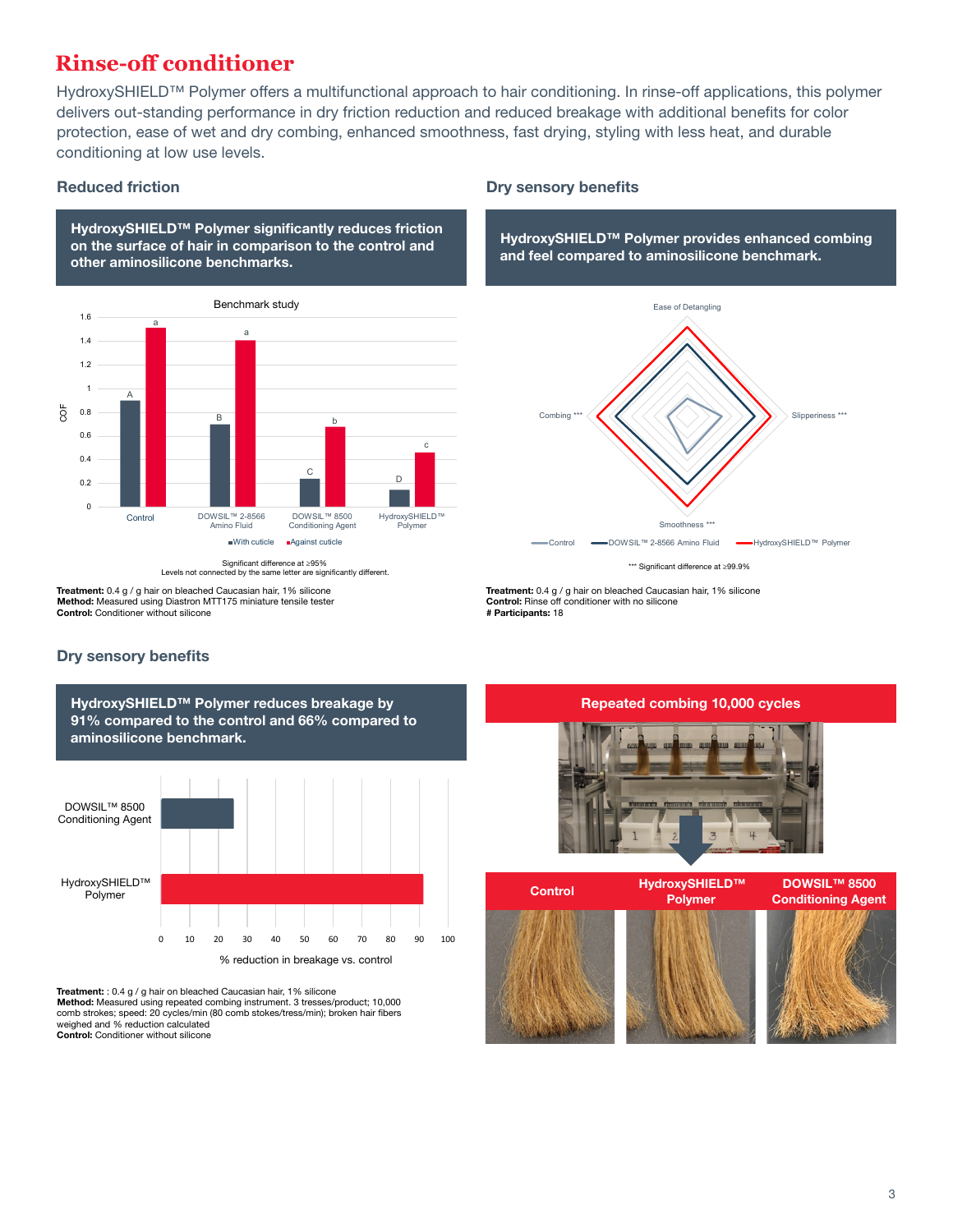# Rinse-off conditioner

HydroxySHIELD™ Polymer offers a multifunctional approach to hair conditioning. In rinse-off applications, this polymer delivers out-standing performance in dry friction reduction and reduced breakage with additional benefits for color protection, ease of wet and dry combing, enhanced smoothness, fast drying, styling with less heat, and durable conditioning at low use levels.

## Reduced friction

**HydroxySHIELD™ Polymer significantly reduces friction on the surface of hair in comparison to the control and other aminosilicone benchmarks.**

Benchmark study

| COF | With cuticle | Against cuticle |
|---|---|---|
| Control | 0.9 (A) | 1.5 (a) |
| DOWSIL™ 2-8566 Amino Fluid | 0.7 (B) | 1.4 (a) |
| DOWSIL™ 8500 Conditioning Agent | 0.23 (C) | 0.67 (b) |
| HydroxySHIELD™ Polymer | 0.14 (D) | 0.46 (c) |

Significant difference at ≥95%
Levels not connected by the same letter are significantly different.

**Treatment:** 0.4 g / g hair on bleached Caucasian hair, 1% silicone
**Method:** Measured using Diastron MTT175 miniature tensile tester
**Control:** Conditioner without silicone

## Dry sensory benefits

**HydroxySHIELD™ Polymer provides enhanced combing and feel compared to aminosilicone benchmark.**

Radar chart axes: Ease of Detangling, Slipperiness ***, Smoothness ***, Combing ***
Legend: Control, DOWSIL™ 2-8566 Amino Fluid, HydroxySHIELD™ Polymer

*** Significant difference at ≥99.9%

**Treatment:** 0.4 g / g hair on bleached Caucasian hair, 1% silicone
**Control:** Rinse off conditioner with no silicone
**# Participants:** 18

## Dry sensory benefits

**HydroxySHIELD™ Polymer reduces breakage by 91% compared to the control and 66% compared to aminosilicone benchmark.**

| Product | % reduction in breakage vs. control |
|---|---|
| DOWSIL™ 8500 Conditioning Agent | ~25 |
| HydroxySHIELD™ Polymer | ~91 |

**Treatment:** : 0.4 g / g hair on bleached Caucasian hair, 1% silicone
**Method:** Measured using repeated combing instrument. 3 tresses/product; 10,000 comb strokes; speed: 20 cycles/min (80 comb stokes/tress/min); broken hair fibers weighed and % reduction calculated
**Control:** Conditioner without silicone

**Repeated combing 10,000 cycles**

Control | HydroxySHIELD™ Polymer | DOWSIL™ 8500 Conditioning Agent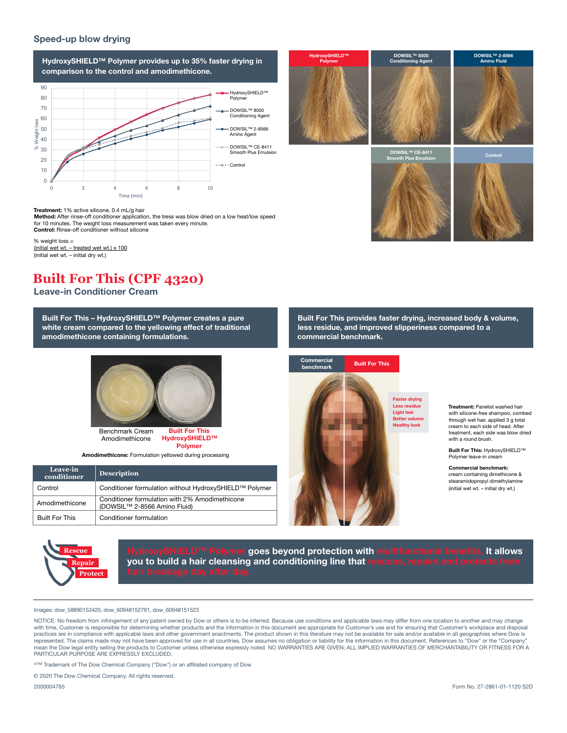## Speed-up blow drying

**HydroxySHIELD™ Polymer provides up to 35% faster drying in comparison to the control and amodimethicone.**

90
80
70
60
50
40
30
20
10
0
% Weight loss
0
2
4
6
8
10
Time (min)

HydroxySHIELD™ Polymer
DOWSIL™ 8500 Conditioning Agent
DOWSIL™ 2-8566 Amino Agent
DOWSIL™ CE-8411 Smooth Plus Emulsion
Control

**Treatment:** 1% active silicone, 0.4 mL/g hair
**Method:** After rinse-off conditioner application, the tress was blow dried on a low heat/low speed for 10 minutes. The weight loss measurement was taken every minute.
**Control:** Rinse-off conditioner without silicone

$$\% \text{ weight loss} = \frac{(\text{initial wet wt.} - \text{treated wet wt.}) \times 100}{(\text{initial wet wt.} - \text{initial dry wt.})}$$

HydroxySHIELD™ Polymer
DOWSIL™ 8500 Conditioning Agent
DOWSIL™ 2-8566 Amino Fluid
DOWSIL™ CE-8411 Smooth Plus Emulsion
Control

# Built For This (CPF 4320)

## Leave-in Conditioner Cream

**Built For This – HydroxySHIELD™ Polymer creates a pure white cream compared to the yellowing effect of traditional amodimethicone containing formulations.**

Benchmark Cream Amodimethicone
Built For This HydroxySHIELD™ Polymer

**Amodimethicone:** Formulation yellowed during processing

| Leave-in conditioner | Description |
|---|---|
| Control | Conditioner formulation without HydroxySHIELD™ Polymer |
| Amodimethicone | Conditioner formulation with 2% Amodimethicone (DOWSIL™ 2-8566 Amino Fluid) |
| Built For This | Conditioner formulation |

**Built For This provides faster drying, increased body & volume, less residue, and improved slipperiness compared to a commercial benchmark.**

Commercial benchmark
Built For This

Faster drying
Less residue
Light feel
Better volume
Healthy look

**Treatment:** Panelist washed hair with silicone-free shampoo, combed through wet hair, applied 3 g total cream to each side of head. After treatment, each side was blow dried with a round brush.

**Built For This:** HydroxySHIELD™ Polymer leave-in cream

**Commercial benchmark:** cream containing dimethicone & stearamidopropyl dimethylamine (initial wet wt. – initial dry wt.)

Rescue
Repair
Protect

**HydroxySHIELD™ Polymer goes beyond protection with multifunctional benefits. It allows you to build a hair cleansing and conditioning line that rescues, repairs and protects from hair breakage day after day.**

---

Images: dow_58890153420, dow_60948152791, dow_60948151523

NOTICE: No freedom from infringement of any patent owned by Dow or others is to be inferred. Because use conditions and applicable laws may differ from one location to another and may change with time, Customer is responsible for determining whether products and the information in this document are appropriate for Customer's use and for ensuring that Customer's workplace and disposal practices are in compliance with applicable laws and other government enactments. The product shown in this literature may not be available for sale and/or available in all geographies where Dow is represented. The claims made may not have been approved for use in all countries. Dow assumes no obligation or liability for the information in this document. References to "Dow" or the "Company" mean the Dow legal entity selling the products to Customer unless otherwise expressly noted. NO WARRANTIES ARE GIVEN; ALL IMPLIED WARRANTIES OF MERCHANTABILITY OR FITNESS FOR A PARTICULAR PURPOSE ARE EXPRESSLY EXCLUDED.

®™ Trademark of The Dow Chemical Company ("Dow") or an affiliated company of Dow

© 2020 The Dow Chemical Company. All rights reserved.

2000004765

Form No. 27-2861-01-1120 S2D